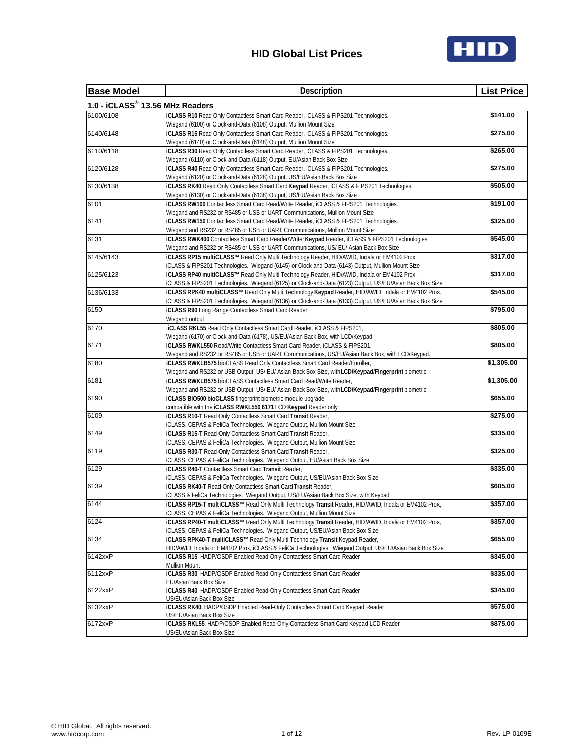# HID Global List Prices

| Base Model | Description | List Price |
|---|---|---|
| **1.0 - iCLASS® 13.56 MHz Readers** | | |
| 6100/6108 | **iCLASS R10** Read Only Contactless Smart Card Reader, iCLASS & FIPS201 Technologies. Wiegand (6100) or Clock-and-Data (6108) Output, Mullion Mount Size | **$141.00** |
| 6140/6148 | **iCLASS R15** Read Only Contactless Smart Card Reader, iCLASS & FIPS201 Technologies. Wiegand (6140) or Clock-and-Data (6148) Output, Mullion Mount Size | **$275.00** |
| 6110/6118 | **iCLASS R30** Read Only Contactless Smart Card Reader, iCLASS & FIPS201 Technologies. Wiegand (6110) or Clock-and-Data (6118) Output, EU/Asian Back Box Size | **$265.00** |
| 6120/6128 | **iCLASS R40** Read Only Contactless Smart Card Reader, iCLASS & FIPS201 Technologies. Wiegand (6120) or Clock-and-Data (6128) Output, US/EU/Asian Back Box Size | **$275.00** |
| 6130/6138 | **iCLASS RK40** Read Only Contactless Smart Card **Keypad** Reader, iCLASS & FIPS201 Technologies. Wiegand (6130) or Clock-and-Data (6138) Output, US/EU/Asian Back Box Size | **$505.00** |
| 6101 | **iCLASS RW100** Contactless Smart Card Read/Write Reader, iCLASS & FIPS201 Technologies. Wiegand and RS232 or RS485 or USB or UART Communications, Mullion Mount Size | **$191.00** |
| 6141 | **iCLASS RW150** Contactless Smart Card Read/Write Reader, iCLASS & FIPS201 Technologies. Wiegand and RS232 or RS485 or USB or UART Communications, Mullion Mount Size | **$325.00** |
| 6131 | **iCLASS RWK400** Contactless Smart Card Reader/Writer **Keypad** Reader, iCLASS & FIPS201 Technologies. Wiegand and RS232 or RS485 or USB or UART Communications, US/ EU/ Asian Back Box Size | **$545.00** |
| 6145/6143 | **iCLASS RP15 multiCLASS™** Read Only Multi Technology Reader, HID/AWID, Indala or EM4102 Prox, iCLASS & FIPS201 Technologies. Wiegand (6145) or Clock-and-Data (6143) Output, Mullion Mount Size | **$317.00** |
| 6125/6123 | **iCLASS RP40 multiCLASS™** Read Only Multi Technology Reader, HID/AWID, Indala or EM4102 Prox, iCLASS & FIPS201 Technologies. Wiegand (6125) or Clock-and-Data (6123) Output, US/EU/Asian Back Box Size | **$317.00** |
| 6136/6133 | **iCLASS RPK40 multiCLASS™** Read Only Multi Technology **Keypad** Reader, HID/AWID, Indala or EM4102 Prox, iCLASS & FIPS201 Technologies. Wiegand (6136) or Clock-and-Data (6133) Output, US/EU/Asian Back Box Size | **$545.00** |
| 6150 | **iCLASS R90** Long Range Contactless Smart Card Reader, Wiegand output | **$795.00** |
| 6170 | **iCLASS RKL55** Read Only Contactless Smart Card Reader, iCLASS & FIPS201, Wiegand (6170) or Clock-and-Data (6178), US/EU/Asian Back Box, with LCD/Keypad. | **$805.00** |
| 6171 | **iCLASS RWKL550** Read/Write Contactless Smart Card Reader, iCLASS & FIPS201, Wiegand and RS232 or RS485 or USB or UART Communications, US/EU/Asian Back Box, with LCD/Keypad. | **$805.00** |
| 6180 | **iCLASS RWKLB575 bi**oCLASS Read Only Contactless Smart Card Reader/Enroller, Wiegand and RS232 or USB Output, US/ EU/ Asian Back Box Size, with **LCD/Keypad/Fingerprint** biometric | **$1,305.00** |
| 6181 | **iCLASS RWKLB575 bi**oCLASS Contactless Smart Card Read/Write Reader, Wiegand and RS232 or USB Output, US/ EU/ Asian Back Box Size, with **LCD/Keypad/Fingerprint** biometric | **$1,305.00** |
| 6190 | **iCLASS BIO500 bioCLASS** fingerprint biometric module upgrade, compatible with the **iCLASS RWKL550 6171** LCD **Keypad** Reader only | **$655.00** |
| 6109 | **iCLASS R10-T** Read Only Contactless Smart Card **Transit** Reader, iCLASS, CEPAS & FeliCa Technologies. Wiegand Output, Mullion Mount Size | **$275.00** |
| 6149 | **iCLASS R15-T** Read Only Contactless Smart Card **Transit** Reader, iCLASS, CEPAS & FeliCa Technologies. Wiegand Output, Mullion Mount Size | **$335.00** |
| 6119 | **iCLASS R30-T** Read Only Contactless Smart Card **Transit** Reader, iCLASS, CEPAS & FeliCa Technologies. Wiegand Output, EU/Asian Back Box Size | **$325.00** |
| 6129 | **iCLASS R40-T** Contactless Smart Card **Transit** Reader, iCLASS, CEPAS & FeliCa Technologies. Wiegand Output, US/EU/Asian Back Box Size | **$335.00** |
| 6139 | **iCLASS RK40-T** Read Only Contactless Smart Card **Transit** Reader, iCLASS & FeliCa Technologies. Wiegand Output, US/EU/Asian Back Box Size, with Keypad | **$605.00** |
| 6144 | **iCLASS RP15-T multiCLASS™** Read Only Multi Technology **Transit** Reader, HID/AWID, Indala or EM4102 Prox, iCLASS, CEPAS & FeliCa Technologies. Wiegand Output, Mullion Mount Size | **$357.00** |
| 6124 | **iCLASS RP40-T multiCLASS™** Read Only Multi Technology **Transit** Reader, HID/AWID, Indala or EM4102 Prox, iCLASS, CEPAS & FeliCa Technologies. Wiegand Output, US/EU/Asian Back Box Size | **$357.00** |
| 6134 | **iCLASS RPK40-T multiCLASS™** Read Only Multi Technology **Transit** Keypad Reader, HID/AWID, Indala or EM4102 Prox, iCLASS & FeliCa Technologies. Wiegand Output, US/EU/Asian Back Box Size | **$655.00** |
| 6142xxP | **iCLASS R15**, HADP/OSDP Enabled Read-Only Contactless Smart Card Reader Mullion Mount | **$345.00** |
| 6112xxP | **iCLASS R30**, HADP/OSDP Enabled Read-Only Contactless Smart Card Reader EU/Asian Back Box Size | **$335.00** |
| 6122xxP | **iCLASS R40**, HADP/OSDP Enabled Read-Only Contactless Smart Card Reader US/EU/Asian Back Box Size | **$345.00** |
| 6132xxP | **iCLASS RK40**, HADP/OSDP Enabled Read-Only Contactless Smart Card Keypad Reader US/EU/Asian Back Box Size | **$575.00** |
| 6172xxP | **iCLASS RKL55**, HADP/OSDP Enabled Read-Only Contactless Smart Card Keypad LCD Reader US/EU/Asian Back Box Size | **$875.00** |

© HID Global. All rights reserved.
www.hidcorp.com

Rev. LP 0109E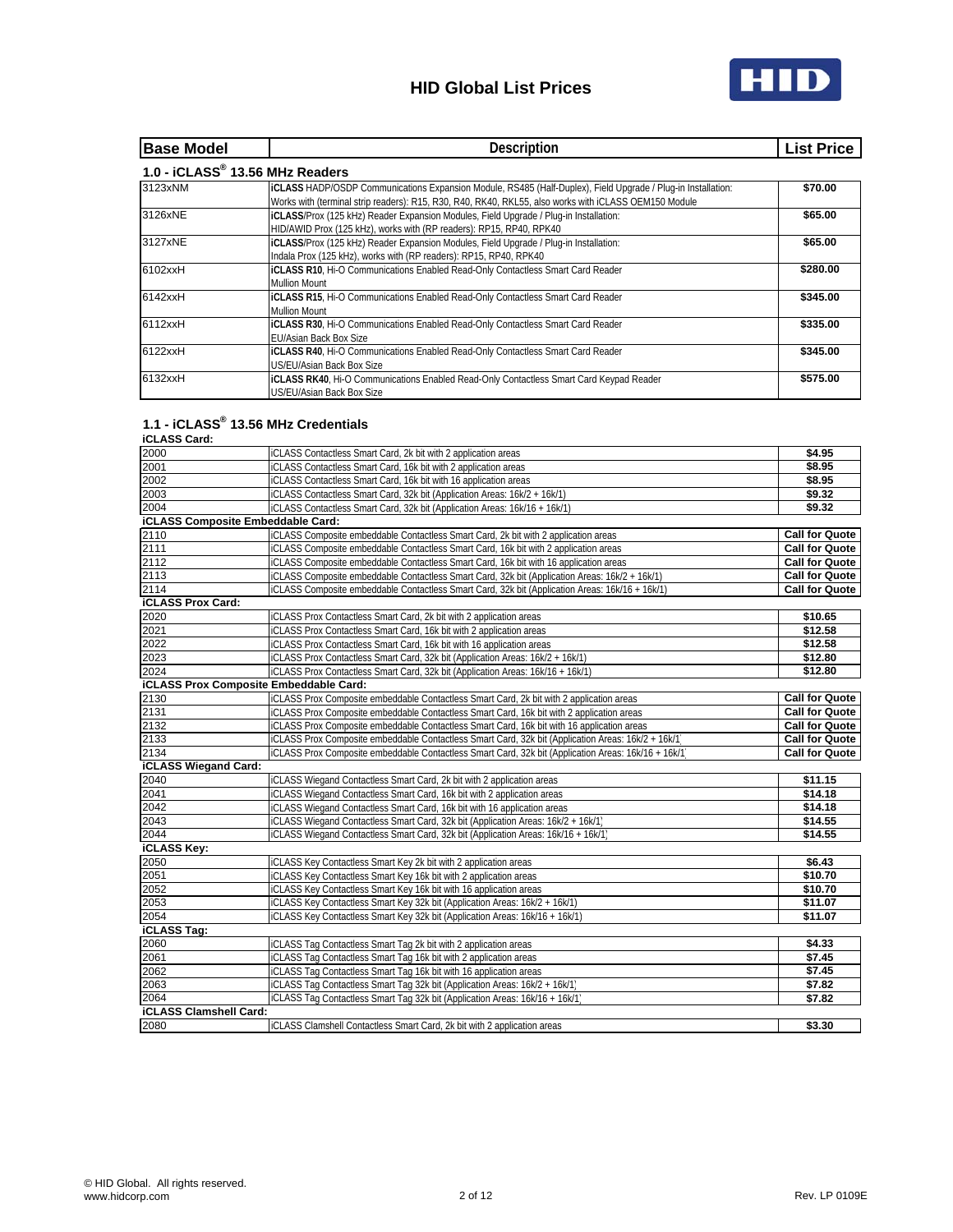# HID Global List Prices

| Base Model | Description | List Price |
|---|---|---|

## 1.0 - iCLASS® 13.56 MHz Readers

| Base Model | Description | List Price |
|---|---|---|
| 3123xNM | **iCLASS** HADP/OSDP Communications Expansion Module, RS485 (Half-Duplex), Field Upgrade / Plug-in Installation: Works with (terminal strip readers): R15, R30, R40, RK40, RKL55, also works with iCLASS OEM150 Module | $70.00 |
| 3126xNE | **iCLASS**/Prox (125 kHz) Reader Expansion Modules, Field Upgrade / Plug-in Installation: HID/AWID Prox (125 kHz), works with (RP readers): RP15, RP40, RPK40 | $65.00 |
| 3127xNE | **iCLASS**/Prox (125 kHz) Reader Expansion Modules, Field Upgrade / Plug-in Installation: Indala Prox (125 kHz), works with (RP readers): RP15, RP40, RPK40 | $65.00 |
| 6102xxH | **iCLASS R10**, Hi-O Communications Enabled Read-Only Contactless Smart Card Reader Mullion Mount | $280.00 |
| 6142xxH | **iCLASS R15**, Hi-O Communications Enabled Read-Only Contactless Smart Card Reader Mullion Mount | $345.00 |
| 6112xxH | **iCLASS R30**, Hi-O Communications Enabled Read-Only Contactless Smart Card Reader EU/Asian Back Box Size | $335.00 |
| 6122xxH | **iCLASS R40**, Hi-O Communications Enabled Read-Only Contactless Smart Card Reader US/EU/Asian Back Box Size | $345.00 |
| 6132xxH | **iCLASS RK40**, Hi-O Communications Enabled Read-Only Contactless Smart Card Keypad Reader US/EU/Asian Back Box Size | $575.00 |

## 1.1 - iCLASS® 13.56 MHz Credentials

| Base Model | Description | List Price |
|---|---|---|
| **iCLASS Card:** | | |
| 2000 | iCLASS Contactless Smart Card, 2k bit with 2 application areas | $4.95 |
| 2001 | iCLASS Contactless Smart Card, 16k bit with 2 application areas | $8.95 |
| 2002 | iCLASS Contactless Smart Card, 16k bit with 16 application areas | $8.95 |
| 2003 | iCLASS Contactless Smart Card, 32k bit (Application Areas: 16k/2 + 16k/1) | $9.32 |
| 2004 | iCLASS Contactless Smart Card, 32k bit (Application Areas: 16k/16 + 16k/1) | $9.32 |
| **iCLASS Composite Embeddable Card:** | | |
| 2110 | iCLASS Composite embeddable Contactless Smart Card, 2k bit with 2 application areas | Call for Quote |
| 2111 | iCLASS Composite embeddable Contactless Smart Card, 16k bit with 2 application areas | Call for Quote |
| 2112 | iCLASS Composite embeddable Contactless Smart Card, 16k bit with 16 application areas | Call for Quote |
| 2113 | iCLASS Composite embeddable Contactless Smart Card, 32k bit (Application Areas: 16k/2 + 16k/1) | Call for Quote |
| 2114 | iCLASS Composite embeddable Contactless Smart Card, 32k bit (Application Areas: 16k/16 + 16k/1) | Call for Quote |
| **iCLASS Prox Card:** | | |
| 2020 | iCLASS Prox Contactless Smart Card, 2k bit with 2 application areas | $10.65 |
| 2021 | iCLASS Prox Contactless Smart Card, 16k bit with 2 application areas | $12.58 |
| 2022 | iCLASS Prox Contactless Smart Card, 16k bit with 16 application areas | $12.58 |
| 2023 | iCLASS Prox Contactless Smart Card, 32k bit (Application Areas: 16k/2 + 16k/1) | $12.80 |
| 2024 | iCLASS Prox Contactless Smart Card, 32k bit (Application Areas: 16k/16 + 16k/1) | $12.80 |
| **iCLASS Prox Composite Embeddable Card:** | | |
| 2130 | iCLASS Prox Composite embeddable Contactless Smart Card, 2k bit with 2 application areas | Call for Quote |
| 2131 | iCLASS Prox Composite embeddable Contactless Smart Card, 16k bit with 2 application areas | Call for Quote |
| 2132 | iCLASS Prox Composite embeddable Contactless Smart Card, 16k bit with 16 application areas | Call for Quote |
| 2133 | iCLASS Prox Composite embeddable Contactless Smart Card, 32k bit (Application Areas: 16k/2 + 16k/1) | Call for Quote |
| 2134 | iCLASS Prox Composite embeddable Contactless Smart Card, 32k bit (Application Areas: 16k/16 + 16k/1) | Call for Quote |
| **iCLASS Wiegand Card:** | | |
| 2040 | iCLASS Wiegand Contactless Smart Card, 2k bit with 2 application areas | $11.15 |
| 2041 | iCLASS Wiegand Contactless Smart Card, 16k bit with 2 application areas | $14.18 |
| 2042 | iCLASS Wiegand Contactless Smart Card, 16k bit with 16 application areas | $14.18 |
| 2043 | iCLASS Wiegand Contactless Smart Card, 32k bit (Application Areas: 16k/2 + 16k/1) | $14.55 |
| 2044 | iCLASS Wiegand Contactless Smart Card, 32k bit (Application Areas: 16k/16 + 16k/1) | $14.55 |
| **iCLASS Key:** | | |
| 2050 | iCLASS Key Contactless Smart Key 2k bit with 2 application areas | $6.43 |
| 2051 | iCLASS Key Contactless Smart Key 16k bit with 2 application areas | $10.70 |
| 2052 | iCLASS Key Contactless Smart Key 16k bit with 16 application areas | $10.70 |
| 2053 | iCLASS Key Contactless Smart Key 32k bit (Application Areas: 16k/2 + 16k/1) | $11.07 |
| 2054 | iCLASS Key Contactless Smart Key 32k bit (Application Areas: 16k/16 + 16k/1) | $11.07 |
| **iCLASS Tag:** | | |
| 2060 | iCLASS Tag Contactless Smart Tag 2k bit with 2 application areas | $4.33 |
| 2061 | iCLASS Tag Contactless Smart Tag 16k bit with 2 application areas | $7.45 |
| 2062 | iCLASS Tag Contactless Smart Tag 16k bit with 16 application areas | $7.45 |
| 2063 | iCLASS Tag Contactless Smart Tag 32k bit (Application Areas: 16k/2 + 16k/1) | $7.82 |
| 2064 | iCLASS Tag Contactless Smart Tag 32k bit (Application Areas: 16k/16 + 16k/1) | $7.82 |
| **iCLASS Clamshell Card:** | | |
| 2080 | iCLASS Clamshell Contactless Smart Card, 2k bit with 2 application areas | $3.30 |

© HID Global. All rights reserved.
www.hidcorp.com

Rev. LP 0109E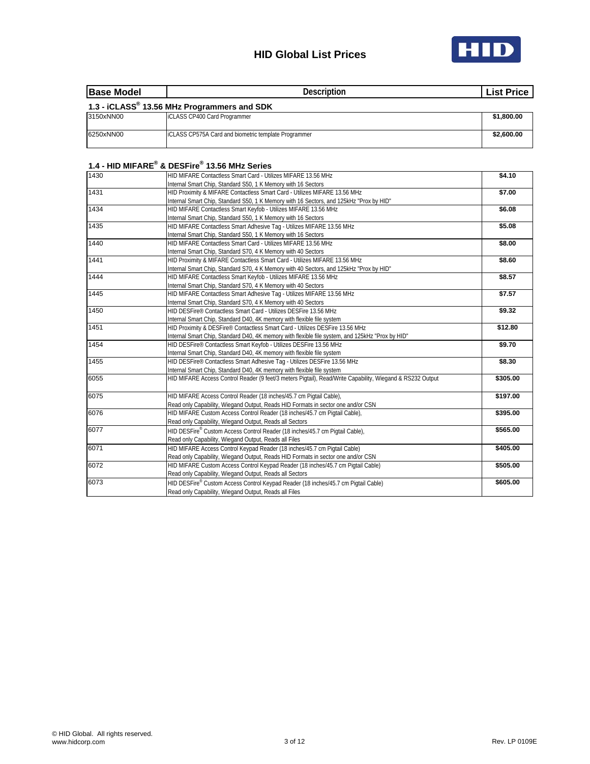# HID Global List Prices

| Base Model | Description | List Price |
|---|---|---|
| **1.3 - iCLASS® 13.56 MHz Programmers and SDK** | | |
| 3150xNN00 | iCLASS CP400 Card Programmer | $1,800.00 |
| 6250xNN00 | iCLASS CP575A Card and biometric template Programmer | $2,600.00 |
| **1.4 - HID MIFARE® & DESFire® 13.56 MHz Series** | | |
| 1430 | HID MIFARE Contactless Smart Card - Utilizes MIFARE 13.56 MHz Internal Smart Chip, Standard S50, 1 K Memory with 16 Sectors | $4.10 |
| 1431 | HID Proximity & MIFARE Contactless Smart Card - Utilizes MIFARE 13.56 MHz Internal Smart Chip, Standard S50, 1 K Memory with 16 Sectors, and 125kHz "Prox by HID" | $7.00 |
| 1434 | HID MIFARE Contactless Smart Keyfob - Utilizes MIFARE 13.56 MHz Internal Smart Chip, Standard S50, 1 K Memory with 16 Sectors | $6.08 |
| 1435 | HID MIFARE Contactless Smart Adhesive Tag - Utilizes MIFARE 13.56 MHz Internal Smart Chip, Standard S50, 1 K Memory with 16 Sectors | $5.08 |
| 1440 | HID MIFARE Contactless Smart Card - Utilizes MIFARE 13.56 MHz Internal Smart Chip, Standard S70, 4 K Memory with 40 Sectors | $8.00 |
| 1441 | HID Proximity & MIFARE Contactless Smart Card - Utilizes MIFARE 13.56 MHz Internal Smart Chip, Standard S70, 4 K Memory with 40 Sectors, and 125kHz "Prox by HID" | $8.60 |
| 1444 | HID MIFARE Contactless Smart Keyfob - Utilizes MIFARE 13.56 MHz Internal Smart Chip, Standard S70, 4 K Memory with 40 Sectors | $8.57 |
| 1445 | HID MIFARE Contactless Smart Adhesive Tag - Utilizes MIFARE 13.56 MHz Internal Smart Chip, Standard S70, 4 K Memory with 40 Sectors | $7.57 |
| 1450 | HID DESFire® Contactless Smart Card - Utilizes DESFire 13.56 MHz Internal Smart Chip, Standard D40, 4K memory with flexible file system | $9.32 |
| 1451 | HID Proximity & DESFire® Contactless Smart Card - Utilizes DESFire 13.56 MHz Internal Smart Chip, Standard D40, 4K memory with flexible file system, and 125kHz "Prox by HID" | $12.80 |
| 1454 | HID DESFire® Contactless Smart Keyfob - Utilizes DESFire 13.56 MHz Internal Smart Chip, Standard D40, 4K memory with flexible file system | $9.70 |
| 1455 | HID DESFire® Contactless Smart Adhesive Tag - Utilizes DESFire 13.56 MHz Internal Smart Chip, Standard D40, 4K memory with flexible file system | $8.30 |
| 6055 | HID MIFARE Access Control Reader (9 feet/3 meters Pigtail), Read/Write Capability, Wiegand & RS232 Output | $305.00 |
| 6075 | HID MIFARE Access Control Reader (18 inches/45.7 cm Pigtail Cable), Read only Capability, Wiegand Output, Reads HID Formats in sector one and/or CSN | $197.00 |
| 6076 | HID MIFARE Custom Access Control Reader (18 inches/45.7 cm Pigtail Cable), Read only Capability, Wiegand Output, Reads all Sectors | $395.00 |
| 6077 | HID DESFire® Custom Access Control Reader (18 inches/45.7 cm Pigtail Cable), Read only Capability, Wiegand Output, Reads all Files | $565.00 |
| 6071 | HID MIFARE Access Control Keypad Reader (18 inches/45.7 cm Pigtail Cable) Read only Capability, Wiegand Output, Reads HID Formats in sector one and/or CSN | $405.00 |
| 6072 | HID MIFARE Custom Access Control Keypad Reader (18 inches/45.7 cm Pigtail Cable) Read only Capability, Wiegand Output, Reads all Sectors | $505.00 |
| 6073 | HID DESFire® Custom Access Control Keypad Reader (18 inches/45.7 cm Pigtail Cable) Read only Capability, Wiegand Output, Reads all Files | $605.00 |

© HID Global. All rights reserved.
www.hidcorp.com

Rev. LP 0109E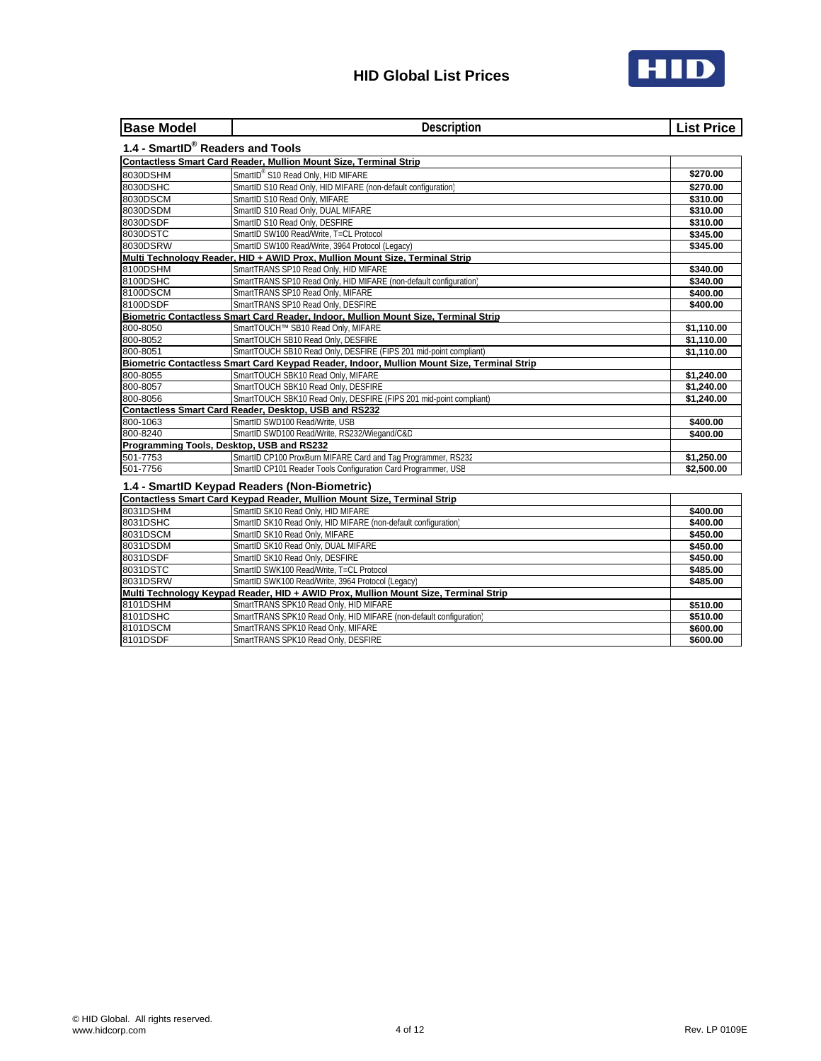# HID Global List Prices

| Base Model | Description | List Price |
|---|---|---|
| **1.4 - SmartID® Readers and Tools** | | |
| **Contactless Smart Card Reader, Mullion Mount Size, Terminal Strip** | | |
| 8030DSHM | SmartID® S10 Read Only, HID MIFARE | $270.00 |
| 8030DSHC | SmartID S10 Read Only, HID MIFARE (non-default configuration) | $270.00 |
| 8030DSCM | SmartID S10 Read Only, MIFARE | $310.00 |
| 8030DSDM | SmartID S10 Read Only, DUAL MIFARE | $310.00 |
| 8030DSDF | SmartID S10 Read Only, DESFIRE | $310.00 |
| 8030DSTC | SmartID SW100 Read/Write, T=CL Protocol | $345.00 |
| 8030DSRW | SmartID SW100 Read/Write, 3964 Protocol (Legacy) | $345.00 |
| **Multi Technology Reader, HID + AWID Prox, Mullion Mount Size, Terminal Strip** | | |
| 8100DSHM | SmartTRANS SP10 Read Only, HID MIFARE | $340.00 |
| 8100DSHC | SmartTRANS SP10 Read Only, HID MIFARE (non-default configuration) | $340.00 |
| 8100DSCM | SmartTRANS SP10 Read Only, MIFARE | $400.00 |
| 8100DSDF | SmartTRANS SP10 Read Only, DESFIRE | $400.00 |
| **Biometric Contactless Smart Card Reader, Indoor, Mullion Mount Size, Terminal Strip** | | |
| 800-8050 | SmartTOUCH™ SB10 Read Only, MIFARE | $1,110.00 |
| 800-8052 | SmartTOUCH SB10 Read Only, DESFIRE | $1,110.00 |
| 800-8051 | SmartTOUCH SB10 Read Only, DESFIRE (FIPS 201 mid-point compliant) | $1,110.00 |
| **Biometric Contactless Smart Card Keypad Reader, Indoor, Mullion Mount Size, Terminal Strip** | | |
| 800-8055 | SmartTOUCH SBK10 Read Only, MIFARE | $1,240.00 |
| 800-8057 | SmartTOUCH SBK10 Read Only, DESFIRE | $1,240.00 |
| 800-8056 | SmartTOUCH SBK10 Read Only, DESFIRE (FIPS 201 mid-point compliant) | $1,240.00 |
| **Contactless Smart Card Reader, Desktop, USB and RS232** | | |
| 800-1063 | SmartID SWD100 Read/Write, USB | $400.00 |
| 800-8240 | SmartID SWD100 Read/Write, RS232/Wiegand/C&D | $400.00 |
| **Programming Tools, Desktop, USB and RS232** | | |
| 501-7753 | SmartID CP100 ProxBurn MIFARE Card and Tag Programmer, RS232 | $1,250.00 |
| 501-7756 | SmartID CP101 Reader Tools Configuration Card Programmer, USB | $2,500.00 |
| **1.4 - SmartID Keypad Readers (Non-Biometric)** | | |
| **Contactless Smart Card Keypad Reader, Mullion Mount Size, Terminal Strip** | | |
| 8031DSHM | SmartID SK10 Read Only, HID MIFARE | $400.00 |
| 8031DSHC | SmartID SK10 Read Only, HID MIFARE (non-default configuration) | $400.00 |
| 8031DSCM | SmartID SK10 Read Only, MIFARE | $450.00 |
| 8031DSDM | SmartID SK10 Read Only, DUAL MIFARE | $450.00 |
| 8031DSDF | SmartID SK10 Read Only, DESFIRE | $450.00 |
| 8031DSTC | SmartID SWK100 Read/Write, T=CL Protocol | $485.00 |
| 8031DSRW | SmartID SWK100 Read/Write, 3964 Protocol (Legacy) | $485.00 |
| **Multi Technology Keypad Reader, HID + AWID Prox, Mullion Mount Size, Terminal Strip** | | |
| 8101DSHM | SmartTRANS SPK10 Read Only, HID MIFARE | $510.00 |
| 8101DSHC | SmartTRANS SPK10 Read Only, HID MIFARE (non-default configuration) | $510.00 |
| 8101DSCM | SmartTRANS SPK10 Read Only, MIFARE | $600.00 |
| 8101DSDF | SmartTRANS SPK10 Read Only, DESFIRE | $600.00 |

© HID Global. All rights reserved.
www.hidcorp.com

Rev. LP 0109E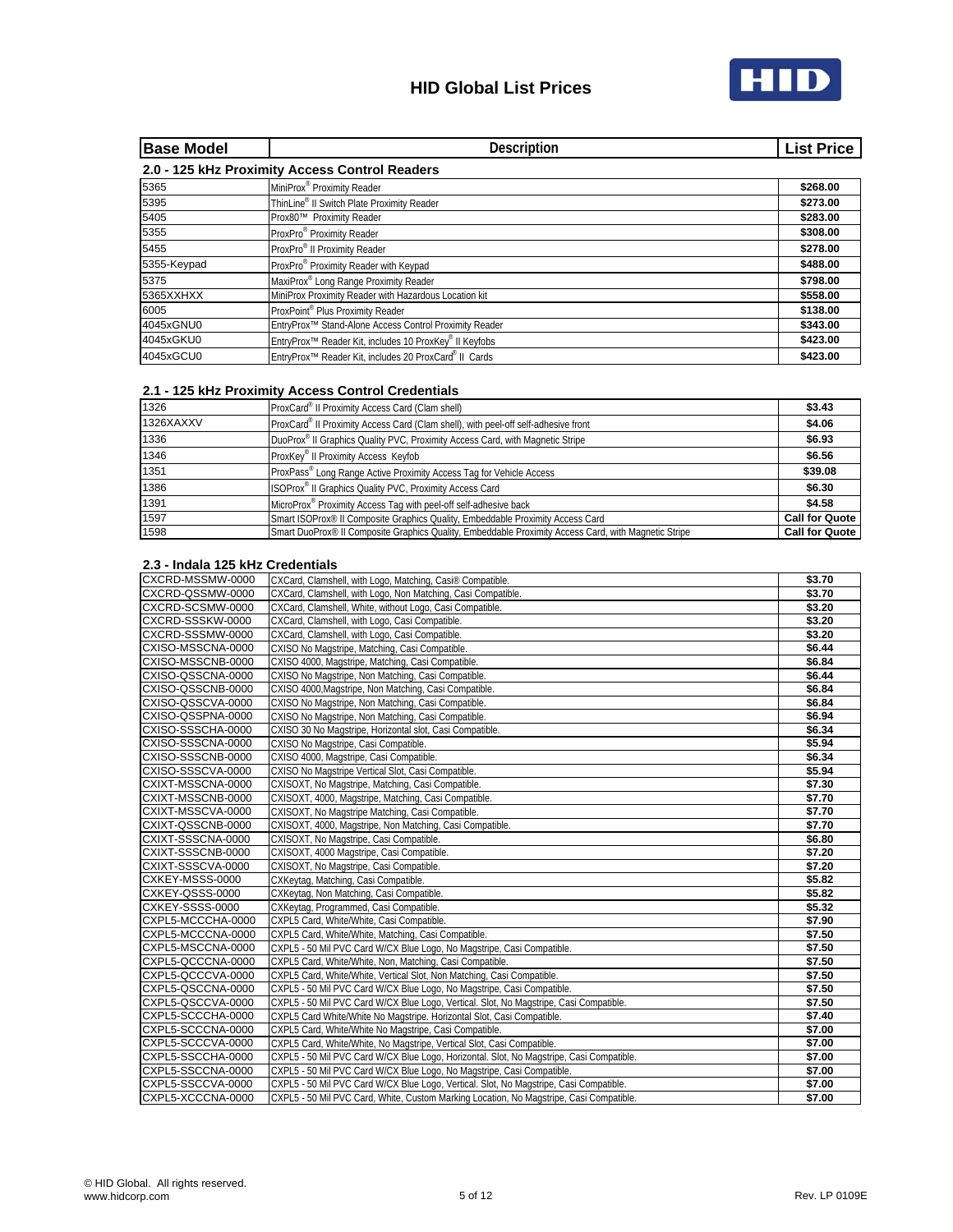# HID Global List Prices

| Base Model | Description | List Price |
|---|---|---|

## 2.0 - 125 kHz Proximity Access Control Readers

| Base Model | Description | List Price |
|---|---|---|
| 5365 | MiniProx® Proximity Reader | $268.00 |
| 5395 | ThinLine® II Switch Plate Proximity Reader | $273.00 |
| 5405 | Prox80™ Proximity Reader | $283.00 |
| 5355 | ProxPro® Proximity Reader | $308.00 |
| 5455 | ProxPro® II Proximity Reader | $278.00 |
| 5355-Keypad | ProxPro® Proximity Reader with Keypad | $488.00 |
| 5375 | MaxiProx® Long Range Proximity Reader | $798.00 |
| 5365XXHXX | MiniProx Proximity Reader with Hazardous Location kit | $558.00 |
| 6005 | ProxPoint® Plus Proximity Reader | $138.00 |
| 4045xGNU0 | EntryProx™ Stand-Alone Access Control Proximity Reader | $343.00 |
| 4045xGKU0 | EntryProx™ Reader Kit, includes 10 ProxKey® II Keyfobs | $423.00 |
| 4045xGCU0 | EntryProx™ Reader Kit, includes 20 ProxCard® II Cards | $423.00 |

## 2.1 - 125 kHz Proximity Access Control Credentials

| Base Model | Description | List Price |
|---|---|---|
| 1326 | ProxCard® II Proximity Access Card (Clam shell) | $3.43 |
| 1326XAXXV | ProxCard® II Proximity Access Card (Clam shell), with peel-off self-adhesive front | $4.06 |
| 1336 | DuoProx® II Graphics Quality PVC, Proximity Access Card, with Magnetic Stripe | $6.93 |
| 1346 | ProxKey® II Proximity Access Keyfob | $6.56 |
| 1351 | ProxPass® Long Range Active Proximity Access Tag for Vehicle Access | $39.08 |
| 1386 | ISOProx® II Graphics Quality PVC, Proximity Access Card | $6.30 |
| 1391 | MicroProx® Proximity Access Tag with peel-off self-adhesive back | $4.58 |
| 1597 | Smart ISOProx® II Composite Graphics Quality, Embeddable Proximity Access Card | Call for Quote |
| 1598 | Smart DuoProx® II Composite Graphics Quality, Embeddable Proximity Access Card, with Magnetic Stripe | Call for Quote |

## 2.3 - Indala 125 kHz Credentials

| Base Model | Description | List Price |
|---|---|---|
| CXCRD-MSSMW-0000 | CXCard, Clamshell, with Logo, Matching, Casi® Compatible. | $3.70 |
| CXCRD-QSSMW-0000 | CXCard, Clamshell, with Logo, Non Matching, Casi Compatible. | $3.70 |
| CXCRD-SCSMW-0000 | CXCard, Clamshell, White, without Logo, Casi Compatible. | $3.20 |
| CXCRD-SSSKW-0000 | CXCard, Clamshell, with Logo, Casi Compatible. | $3.20 |
| CXCRD-SSSMW-0000 | CXCard, Clamshell, with Logo, Casi Compatible. | $3.20 |
| CXISO-MSSCNA-0000 | CXISO No Magstripe, Matching, Casi Compatible. | $6.44 |
| CXISO-MSSCNB-0000 | CXISO 4000, Magstripe, Matching, Casi Compatible. | $6.84 |
| CXISO-QSSCNA-0000 | CXISO No Magstripe, Non Matching, Casi Compatible. | $6.44 |
| CXISO-QSSCNB-0000 | CXISO 4000,Magstripe, Non Matching, Casi Compatible. | $6.84 |
| CXISO-QSSCVA-0000 | CXISO No Magstripe, Non Matching, Casi Compatible. | $6.84 |
| CXISO-QSSPNA-0000 | CXISO No Magstripe, Non Matching, Casi Compatible. | $6.94 |
| CXISO-SSSCHA-0000 | CXISO 30 No Magstripe, Horizontal slot, Casi Compatible. | $6.34 |
| CXISO-SSSCNA-0000 | CXISO No Magstripe, Casi Compatible. | $5.94 |
| CXISO-SSSCNB-0000 | CXISO 4000, Magstripe, Casi Compatible. | $6.34 |
| CXISO-SSSCVA-0000 | CXISO No Magstripe Vertical Slot, Casi Compatible. | $5.94 |
| CXIXT-MSSCNA-0000 | CXISOXT, No Magstripe, Matching, Casi Compatible. | $7.30 |
| CXIXT-MSSCNB-0000 | CXISOXT, 4000, Magstripe, Matching, Casi Compatible. | $7.70 |
| CXIXT-MSSCVA-0000 | CXISOXT, No Magstripe Matching, Casi Compatible. | $7.70 |
| CXIXT-QSSCNB-0000 | CXISOXT, 4000, Magstripe, Non Matching, Casi Compatible. | $7.70 |
| CXIXT-SSSCNA-0000 | CXISOXT, No Magstripe, Casi Compatible. | $6.80 |
| CXIXT-SSSCNB-0000 | CXISOXT, 4000 Magstripe, Casi Compatible. | $7.20 |
| CXIXT-SSSCVA-0000 | CXISOXT, No Magstripe, Casi Compatible. | $7.20 |
| CXKEY-MSSS-0000 | CXKeytag, Matching, Casi Compatible. | $5.82 |
| CXKEY-QSSS-0000 | CXKeytag, Non Matching, Casi Compatible. | $5.82 |
| CXKEY-SSSS-0000 | CXKeytag, Programmed, Casi Compatible. | $5.32 |
| CXPL5-MCCCHA-0000 | CXPL5 Card, White/White, Casi Compatible. | $7.90 |
| CXPL5-MCCCNA-0000 | CXPL5 Card, White/White, Matching, Casi Compatible. | $7.50 |
| CXPL5-MSCCNA-0000 | CXPL5 - 50 Mil PVC Card W/CX Blue Logo, No Magstripe, Casi Compatible. | $7.50 |
| CXPL5-QCCCNA-0000 | CXPL5 Card, White/White, Non, Matching, Casi Compatible. | $7.50 |
| CXPL5-QCCCVA-0000 | CXPL5 Card, White/White, Vertical Slot, Non Matching, Casi Compatible. | $7.50 |
| CXPL5-QSCCNA-0000 | CXPL5 - 50 Mil PVC Card W/CX Blue Logo, No Magstripe, Casi Compatible. | $7.50 |
| CXPL5-QSCCVA-0000 | CXPL5 - 50 Mil PVC Card W/CX Blue Logo, Vertical. Slot, No Magstripe, Casi Compatible. | $7.50 |
| CXPL5-SCCCHA-0000 | CXPL5 Card White/White No Magstripe. Horizontal Slot, Casi Compatible. | $7.40 |
| CXPL5-SCCCNA-0000 | CXPL5 Card, White/White No Magstripe, Casi Compatible. | $7.00 |
| CXPL5-SCCCVA-0000 | CXPL5 Card, White/White, No Magstripe, Vertical Slot, Casi Compatible. | $7.00 |
| CXPL5-SSCCHA-0000 | CXPL5 - 50 Mil PVC Card W/CX Blue Logo, Horizontal. Slot, No Magstripe, Casi Compatible. | $7.00 |
| CXPL5-SSCCNA-0000 | CXPL5 - 50 Mil PVC Card W/CX Blue Logo, No Magstripe, Casi Compatible. | $7.00 |
| CXPL5-SSCCVA-0000 | CXPL5 - 50 Mil PVC Card W/CX Blue Logo, Vertical. Slot, No Magstripe, Casi Compatible. | $7.00 |
| CXPL5-XCCCNA-0000 | CXPL5 - 50 Mil PVC Card, White, Custom Marking Location, No Magstripe, Casi Compatible. | $7.00 |

© HID Global. All rights reserved.
www.hidcorp.com

Rev. LP 0109E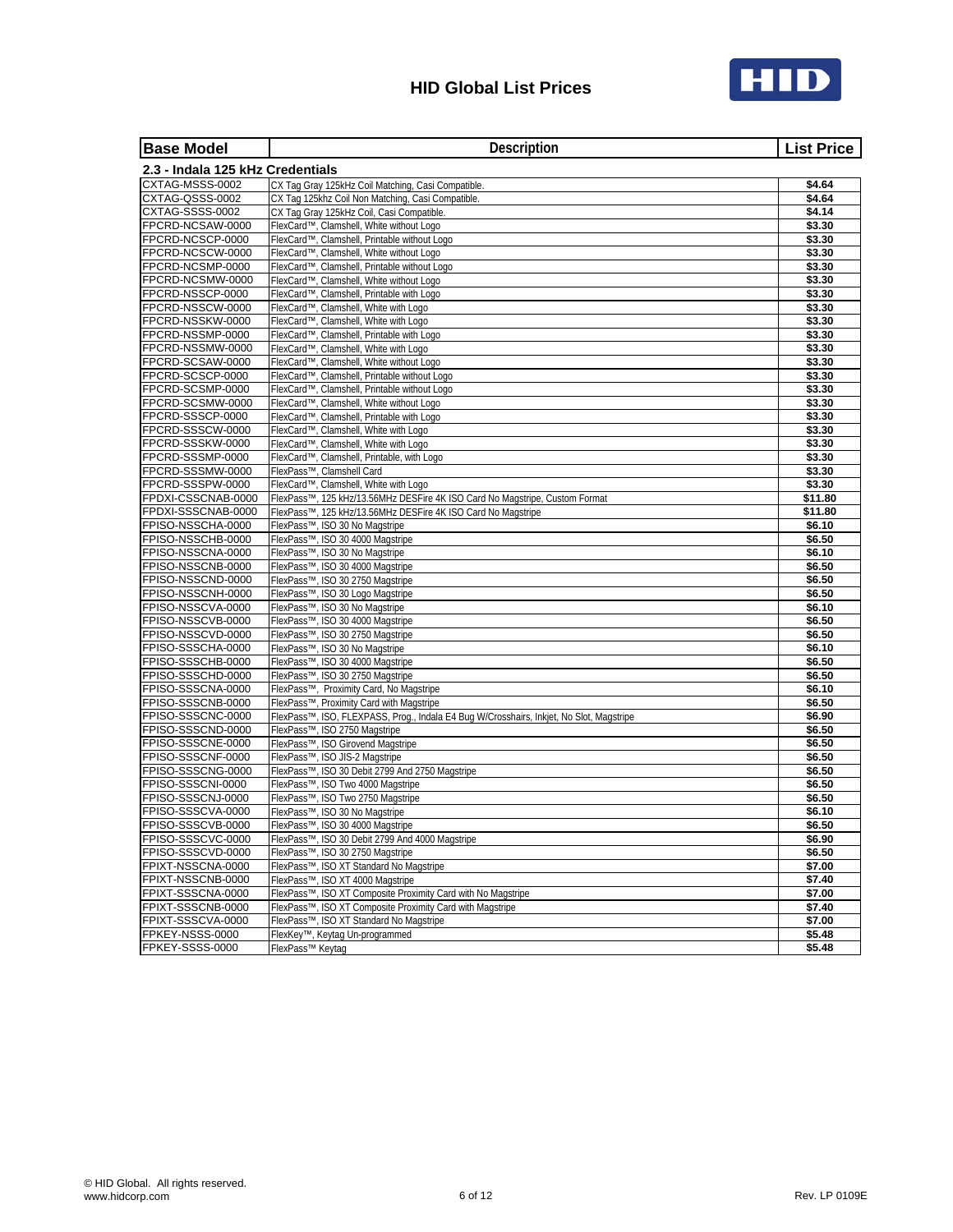# HID Global List Prices

| Base Model | Description | List Price |
|---|---|---|
| **2.3 - Indala 125 kHz Credentials** | | |
| CXTAG-MSSS-0002 | CX Tag Gray 125kHz Coil Matching, Casi Compatible. | $4.64 |
| CXTAG-QSSS-0002 | CX Tag 125khz Coil Non Matching, Casi Compatible. | $4.64 |
| CXTAG-SSSS-0002 | CX Tag Gray 125kHz Coil, Casi Compatible. | $4.14 |
| FPCRD-NCSAW-0000 | FlexCard™, Clamshell, White without Logo | $3.30 |
| FPCRD-NCSCP-0000 | FlexCard™, Clamshell, Printable without Logo | $3.30 |
| FPCRD-NCSCW-0000 | FlexCard™, Clamshell, White without Logo | $3.30 |
| FPCRD-NCSMP-0000 | FlexCard™, Clamshell, Printable without Logo | $3.30 |
| FPCRD-NCSMW-0000 | FlexCard™, Clamshell, White without Logo | $3.30 |
| FPCRD-NSSCP-0000 | FlexCard™, Clamshell, Printable with Logo | $3.30 |
| FPCRD-NSSCW-0000 | FlexCard™, Clamshell, White with Logo | $3.30 |
| FPCRD-NSSKW-0000 | FlexCard™, Clamshell, White with Logo | $3.30 |
| FPCRD-NSSMP-0000 | FlexCard™, Clamshell, Printable with Logo | $3.30 |
| FPCRD-NSSMW-0000 | FlexCard™, Clamshell, White with Logo | $3.30 |
| FPCRD-SCSAW-0000 | FlexCard™, Clamshell, White without Logo | $3.30 |
| FPCRD-SCSCP-0000 | FlexCard™, Clamshell, Printable without Logo | $3.30 |
| FPCRD-SCSMP-0000 | FlexCard™, Clamshell, Printable without Logo | $3.30 |
| FPCRD-SCSMW-0000 | FlexCard™, Clamshell, White without Logo | $3.30 |
| FPCRD-SSSCP-0000 | FlexCard™, Clamshell, Printable with Logo | $3.30 |
| FPCRD-SSSCW-0000 | FlexCard™, Clamshell, White with Logo | $3.30 |
| FPCRD-SSSKW-0000 | FlexCard™, Clamshell, White with Logo | $3.30 |
| FPCRD-SSSMP-0000 | FlexCard™, Clamshell, Printable, with Logo | $3.30 |
| FPCRD-SSSMW-0000 | FlexPass™, Clamshell Card | $3.30 |
| FPCRD-SSSPW-0000 | FlexCard™, Clamshell, White with Logo | $3.30 |
| FPDXI-CSSCNAB-0000 | FlexPass™, 125 kHz/13.56MHz DESFire 4K ISO Card No Magstripe, Custom Format | $11.80 |
| FPDXI-SSSCNAB-0000 | FlexPass™, 125 kHz/13.56MHz DESFire 4K ISO Card No Magstripe | $11.80 |
| FPISO-NSSCHA-0000 | FlexPass™, ISO 30 No Magstripe | $6.10 |
| FPISO-NSSCHB-0000 | FlexPass™, ISO 30 4000 Magstripe | $6.50 |
| FPISO-NSSCNA-0000 | FlexPass™, ISO 30 No Magstripe | $6.10 |
| FPISO-NSSCNB-0000 | FlexPass™, ISO 30 4000 Magstripe | $6.50 |
| FPISO-NSSCND-0000 | FlexPass™, ISO 30 2750 Magstripe | $6.50 |
| FPISO-NSSCNH-0000 | FlexPass™, ISO 30 Logo Magstripe | $6.50 |
| FPISO-NSSCVA-0000 | FlexPass™, ISO 30 No Magstripe | $6.10 |
| FPISO-NSSCVB-0000 | FlexPass™, ISO 30 4000 Magstripe | $6.50 |
| FPISO-NSSCVD-0000 | FlexPass™, ISO 30 2750 Magstripe | $6.50 |
| FPISO-SSSCHA-0000 | FlexPass™, ISO 30 No Magstripe | $6.10 |
| FPISO-SSSCHB-0000 | FlexPass™, ISO 30 4000 Magstripe | $6.50 |
| FPISO-SSSCHD-0000 | FlexPass™, ISO 30 2750 Magstripe | $6.50 |
| FPISO-SSSCNA-0000 | FlexPass™, Proximity Card, No Magstripe | $6.10 |
| FPISO-SSSCNB-0000 | FlexPass™, Proximity Card with Magstripe | $6.50 |
| FPISO-SSSCNC-0000 | FlexPass™, ISO, FLEXPASS, Prog., Indala E4 Bug W/Crosshairs, Inkjet, No Slot, Magstripe | $6.90 |
| FPISO-SSSCND-0000 | FlexPass™, ISO 2750 Magstripe | $6.50 |
| FPISO-SSSCNE-0000 | FlexPass™, ISO Girovend Magstripe | $6.50 |
| FPISO-SSSCNF-0000 | FlexPass™, ISO JIS-2 Magstripe | $6.50 |
| FPISO-SSSCNG-0000 | FlexPass™, ISO 30 Debit 2799 And 2750 Magstripe | $6.50 |
| FPISO-SSSCNI-0000 | FlexPass™, ISO Two 4000 Magstripe | $6.50 |
| FPISO-SSSCNJ-0000 | FlexPass™, ISO Two 2750 Magstripe | $6.50 |
| FPISO-SSSCVA-0000 | FlexPass™, ISO 30 No Magstripe | $6.10 |
| FPISO-SSSCVB-0000 | FlexPass™, ISO 30 4000 Magstripe | $6.50 |
| FPISO-SSSCVC-0000 | FlexPass™, ISO 30 Debit 2799 And 4000 Magstripe | $6.90 |
| FPISO-SSSCVD-0000 | FlexPass™, ISO 30 2750 Magstripe | $6.50 |
| FPIXT-NSSCNA-0000 | FlexPass™, ISO XT Standard No Magstripe | $7.00 |
| FPIXT-NSSCNB-0000 | FlexPass™, ISO XT 4000 Magstripe | $7.40 |
| FPIXT-SSSCNA-0000 | FlexPass™, ISO XT Composite Proximity Card with No Magstripe | $7.00 |
| FPIXT-SSSCNB-0000 | FlexPass™, ISO XT Composite Proximity Card with Magstripe | $7.40 |
| FPIXT-SSSCVA-0000 | FlexPass™, ISO XT Standard No Magstripe | $7.00 |
| FPKEY-NSSS-0000 | FlexKey™, Keytag Un-programmed | $5.48 |
| FPKEY-SSSS-0000 | FlexPass™ Keytag | $5.48 |

© HID Global. All rights reserved.
www.hidcorp.com

Rev. LP 0109E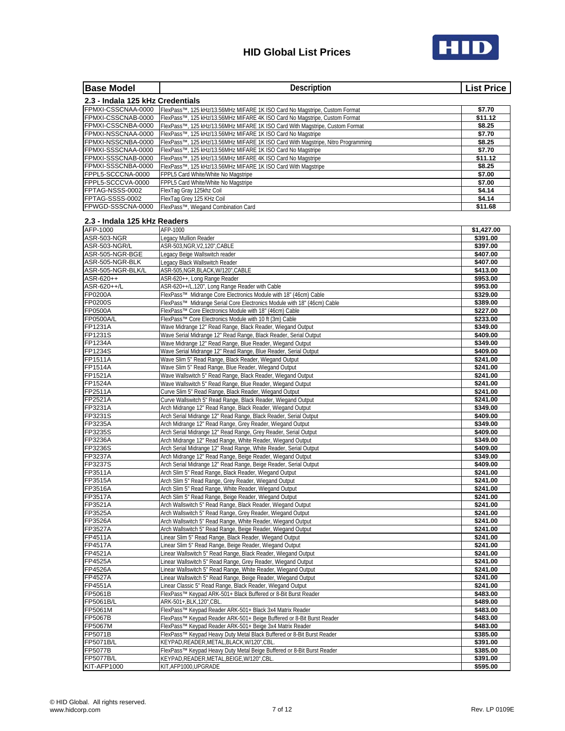# HID Global List Prices

| Base Model | Description | List Price |
|---|---|---|
| **2.3 - Indala 125 kHz Credentials** | | |
| FPMXI-CSSCNAA-0000 | FlexPass™, 125 kHz/13.56MHz MIFARE 1K ISO Card No Magstripe, Custom Format | $7.70 |
| FPMXI-CSSCNAB-0000 | FlexPass™, 125 kHz/13.56MHz MIFARE 4K ISO Card No Magstripe, Custom Format | $11.12 |
| FPMXI-CSSCNBA-0000 | FlexPass™, 125 kHz/13.56MHz MIFARE 1K ISO Card With Magstripe, Custom Format | $8.25 |
| FPMXI-NSSCNAA-0000 | FlexPass™, 125 kHz/13.56MHz MIFARE 1K ISO Card No Magstripe | $7.70 |
| FPMXI-NSSCNBA-0000 | FlexPass™, 125 kHz/13.56MHz MIFARE 1K ISO Card With Magstripe, Nitro Programming | $8.25 |
| FPMXI-SSSCNAA-0000 | FlexPass™, 125 kHz/13.56MHz MIFARE 1K ISO Card No Magstripe | $7.70 |
| FPMXI-SSSCNAB-0000 | FlexPass™, 125 kHz/13.56MHz MIFARE 4K ISO Card No Magstripe | $11.12 |
| FPMXI-SSSCNBA-0000 | FlexPass™, 125 kHz/13.56MHz MIFARE 1K ISO Card With Magstripe | $8.25 |
| FPPL5-SCCCNA-0000 | FPPL5 Card White/White No Magstripe | $7.00 |
| FPPL5-SCCCVA-0000 | FPPL5 Card White/White No Magstripe | $7.00 |
| FPTAG-NSSS-0002 | FlexTag Gray 125khz Coil | $4.14 |
| FPTAG-SSSS-0002 | FlexTag Grey 125 KHz Coil | $4.14 |
| FPWGD-SSSCNA-0000 | FlexPass™, Wiegand Combination Card | $11.68 |
| **2.3 - Indala 125 kHz Readers** | | |
| AFP-1000 | AFP-1000 | $1,427.00 |
| ASR-503-NGR | Legacy Mullion Reader | $391.00 |
| ASR-503-NGR/L | ASR-503,NGR,V2,120",CABLE | $397.00 |
| ASR-505-NGR-BGE | Legacy Beige Wallswitch reader | $407.00 |
| ASR-505-NGR-BLK | Legacy Black Wallswitch Reader | $407.00 |
| ASR-505-NGR-BLK/L | ASR-505,NGR,BLACK,W/120",CABLE | $413.00 |
| ASR-620++ | ASR-620++, Long Range Reader | $953.00 |
| ASR-620++/L | ASR-620++/L,120", Long Range Reader with Cable | $953.00 |
| FP0200A | FlexPass™ Midrange Core Electronics Module with 18" (46cm) Cable | $329.00 |
| FP0200S | FlexPass™ Midrange Serial Core Electronics Module with 18" (46cm) Cable | $389.00 |
| FP0500A | FlexPass™ Core Electronics Module with 18" (46cm) Cable | $227.00 |
| FP0500A/L | FlexPass™ Core Electronics Module with 10 ft (3m) Cable | $233.00 |
| FP1231A | Wave Midrange 12" Read Range, Black Reader, Wiegand Output | $349.00 |
| FP1231S | Wave Serial Midrange 12" Read Range, Black Reader, Serial Output | $409.00 |
| FP1234A | Wave Midrange 12" Read Range, Blue Reader, Wiegand Output | $349.00 |
| FP1234S | Wave Serial Midrange 12" Read Range, Blue Reader, Serial Output | $409.00 |
| FP1511A | Wave Slim 5" Read Range, Black Reader, Wiegand Output | $241.00 |
| FP1514A | Wave Slim 5" Read Range, Blue Reader, Wiegand Output | $241.00 |
| FP1521A | Wave Wallswitch 5" Read Range, Black Reader, Wiegand Output | $241.00 |
| FP1524A | Wave Wallswitch 5" Read Range, Blue Reader, Wiegand Output | $241.00 |
| FP2511A | Curve Slim 5" Read Range, Black Reader, Wiegand Output | $241.00 |
| FP2521A | Curve Wallswitch 5" Read Range, Black Reader, Wiegand Output | $241.00 |
| FP3231A | Arch Midrange 12" Read Range, Black Reader, Wiegand Output | $349.00 |
| FP3231S | Arch Serial Midrange 12" Read Range, Black Reader, Serial Output | $409.00 |
| FP3235A | Arch Midrange 12" Read Range, Grey Reader, Wiegand Output | $349.00 |
| FP3235S | Arch Serial Midrange 12" Read Range, Grey Reader, Serial Output | $409.00 |
| FP3236A | Arch Midrange 12" Read Range, White Reader, Wiegand Output | $349.00 |
| FP3236S | Arch Serial Midrange 12" Read Range, White Reader, Serial Output | $409.00 |
| FP3237A | Arch Midrange 12" Read Range, Beige Reader, Wiegand Output | $349.00 |
| FP3237S | Arch Serial Midrange 12" Read Range, Beige Reader, Serial Output | $409.00 |
| FP3511A | Arch Slim 5" Read Range, Black Reader, Wiegand Output | $241.00 |
| FP3515A | Arch Slim 5" Read Range, Grey Reader, Wiegand Output | $241.00 |
| FP3516A | Arch Slim 5" Read Range, White Reader, Wiegand Output | $241.00 |
| FP3517A | Arch Slim 5" Read Range, Beige Reader, Wiegand Output | $241.00 |
| FP3521A | Arch Wallswitch 5" Read Range, Black Reader, Wiegand Output | $241.00 |
| FP3525A | Arch Wallswitch 5" Read Range, Grey Reader, Wiegand Output | $241.00 |
| FP3526A | Arch Wallswitch 5" Read Range, White Reader, Wiegand Output | $241.00 |
| FP3527A | Arch Wallswitch 5" Read Range, Beige Reader, Wiegand Output | $241.00 |
| FP4511A | Linear Slim 5" Read Range, Black Reader, Wiegand Output | $241.00 |
| FP4517A | Linear Slim 5" Read Range, Beige Reader, Wiegand Output | $241.00 |
| FP4521A | Linear Wallswitch 5" Read Range, Black Reader, Wiegand Output | $241.00 |
| FP4525A | Linear Wallswitch 5" Read Range, Grey Reader, Wiegand Output | $241.00 |
| FP4526A | Linear Wallswitch 5" Read Range, White Reader, Wiegand Output | $241.00 |
| FP4527A | Linear Wallswitch 5" Read Range, Beige Reader, Wiegand Output | $241.00 |
| FP4551A | Linear Classic 5" Read Range, Black Reader, Wiegand Output | $241.00 |
| FP5061B | FlexPass™ Keypad ARK-501+ Black Buffered or 8-Bit Burst Reader | $483.00 |
| FP5061B/L | ARK-501+,BLK,120",CBL. | $489.00 |
| FP5061M | FlexPass™ Keypad Reader ARK-501+ Black 3x4 Matrix Reader | $483.00 |
| FP5067B | FlexPass™ Keypad Reader ARK-501+ Beige Buffered or 8-Bit Burst Reader | $483.00 |
| FP5067M | FlexPass™ Keypad Reader ARK-501+ Beige 3x4 Matrix Reader | $483.00 |
| FP5071B | FlexPass™ Keypad Heavy Duty Metal Black Buffered or 8-Bit Burst Reader | $385.00 |
| FP5071B/L | KEYPAD,READER,METAL,BLACK,W/120",CBL. | $391.00 |
| FP5077B | FlexPass™ Keypad Heavy Duty Metal Beige Buffered or 8-Bit Burst Reader | $385.00 |
| FP5077B/L | KEYPAD,READER,METAL,BEIGE,W/120",CBL. | $391.00 |
| KIT-AFP1000 | KIT,AFP1000,UPGRADE | $595.00 |

© HID Global. All rights reserved.
www.hidcorp.com

Rev. LP 0109E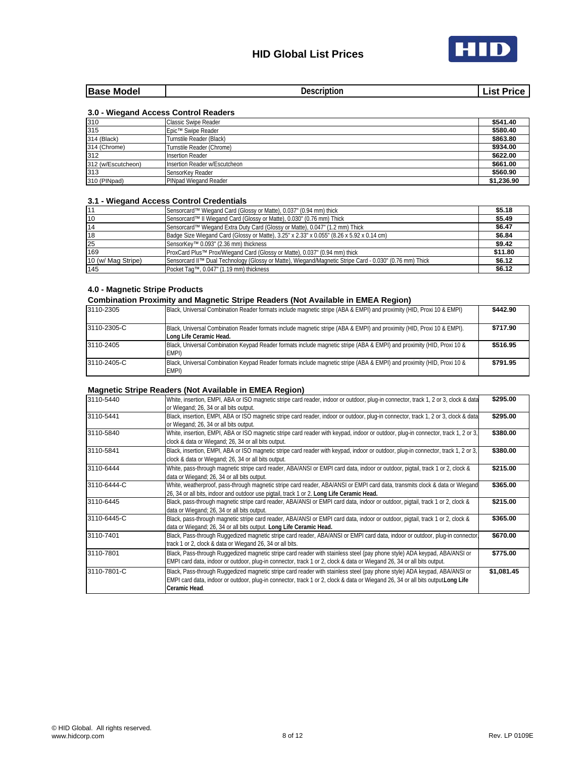# HID Global List Prices

| Base Model | Description | List Price |
|---|---|---|

### 3.0 - Wiegand Access Control Readers

| Base Model | Description | List Price |
|---|---|---|
| 310 | Classic Swipe Reader | $541.40 |
| 315 | Epic™ Swipe Reader | $580.40 |
| 314 (Black) | Turnstile Reader (Black) | $863.80 |
| 314 (Chrome) | Turnstile Reader (Chrome) | $934.00 |
| 312 | Insertion Reader | $622.00 |
| 312 (w/Escutcheon) | Insertion Reader w/Escutcheon | $661.00 |
| 313 | SensorKey Reader | $560.90 |
| 310 (PINpad) | PINpad Wiegand Reader | $1,236.90 |

### 3.1 - Wiegand Access Control Credentials

| Base Model | Description | List Price |
|---|---|---|
| 11 | Sensorcard™ Wiegand Card (Glossy or Matte), 0.037" (0.94 mm) thick | $5.18 |
| 10 | Sensorcard™ II Wiegand Card (Glossy or Matte), 0.030" (0.76 mm) Thick | $5.49 |
| 14 | Sensorcard™ Wiegand Extra Duty Card (Glossy or Matte), 0.047" (1.2 mm) Thick | $6.47 |
| 18 | Badge Size Wiegand Card (Glossy or Matte), 3.25" x 2.33" x 0.055" (8.26 x 5.92 x 0.14 cm) | $6.84 |
| 25 | SensorKey™ 0.093" (2.36 mm) thickness | $9.42 |
| 169 | ProxCard Plus™ Prox/Wiegand Card (Glossy or Matte), 0.037" (0.94 mm) thick | $11.80 |
| 10 (w/ Mag Stripe) | Sensorcard II™ Dual Technology (Glossy or Matte), Wiegand/Magnetic Stripe Card - 0.030" (0.76 mm) Thick | $6.12 |
| 145 | Pocket Tag™, 0.047" (1.19 mm) thickness | $6.12 |

### 4.0 - Magnetic Stripe Products

#### Combination Proximity and Magnetic Stripe Readers (Not Available in EMEA Region)

| Base Model | Description | List Price |
|---|---|---|
| 3110-2305 | Black, Universal Combination Reader formats include magnetic stripe (ABA & EMPI) and proximity (HID, Proxi 10 & EMPI) | $442.90 |
| 3110-2305-C | Black, Universal Combination Reader formats include magnetic stripe (ABA & EMPI) and proximity (HID, Proxi 10 & EMPI). **Long Life Ceramic Head.** | $717.90 |
| 3110-2405 | Black, Universal Combination Keypad Reader formats include magnetic stripe (ABA & EMPI) and proximity (HID, Proxi 10 & EMPI) | $516.95 |
| 3110-2405-C | Black, Universal Combination Keypad Reader formats include magnetic stripe (ABA & EMPI) and proximity (HID, Proxi 10 & EMPI) | $791.95 |

#### Magnetic Stripe Readers (Not Available in EMEA Region)

| Base Model | Description | List Price |
|---|---|---|
| 3110-5440 | White, insertion, EMPI, ABA or ISO magnetic stripe card reader, indoor or outdoor, plug-in connector, track 1, 2 or 3, clock & data or Wiegand; 26, 34 or all bits output. | $295.00 |
| 3110-5441 | Black, insertion, EMPI, ABA or ISO magnetic stripe card reader, indoor or outdoor, plug-in connector, track 1, 2 or 3, clock & data or Wiegand; 26, 34 or all bits output. | $295.00 |
| 3110-5840 | White, insertion, EMPI, ABA or ISO magnetic stripe card reader with keypad, indoor or outdoor, plug-in connector, track 1, 2 or 3, clock & data or Wiegand; 26, 34 or all bits output. | $380.00 |
| 3110-5841 | Black, insertion, EMPI, ABA or ISO magnetic stripe card reader with keypad, indoor or outdoor, plug-in connector, track 1, 2 or 3, clock & data or Wiegand; 26, 34 or all bits output. | $380.00 |
| 3110-6444 | White, pass-through magnetic stripe card reader, ABA/ANSI or EMPI card data, indoor or outdoor, pigtail, track 1 or 2, clock & data or Wiegand; 26, 34 or all bits output. | $215.00 |
| 3110-6444-C | White, weatherproof, pass-through magnetic stripe card reader, ABA/ANSI or EMPI card data, transmits clock & data or Wiegand 26, 34 or all bits, indoor and outdoor use pigtail, track 1 or 2. **Long Life Ceramic Head.** | $365.00 |
| 3110-6445 | Black, pass-through magnetic stripe card reader, ABA/ANSI or EMPI card data, indoor or outdoor, pigtail, track 1 or 2, clock & data or Wiegand; 26, 34 or all bits output. | $215.00 |
| 3110-6445-C | Black, pass-through magnetic stripe card reader, ABA/ANSI or EMPI card data, indoor or outdoor, pigtail, track 1 or 2, clock & data or Wiegand; 26, 34 or all bits output. **Long Life Ceramic Head.** | $365.00 |
| 3110-7401 | Black, Pass-through Ruggedized magnetic stripe card reader, ABA/ANSI or EMPI card data, indoor or outdoor, plug-in connector, track 1 or 2, clock & data or Wiegand 26, 34 or all bits. | $670.00 |
| 3110-7801 | Black, Pass-through Ruggedized magnetic stripe card reader with stainless steel (pay phone style) ADA keypad, ABA/ANSI or EMPI card data, indoor or outdoor, plug-in connector, track 1 or 2, clock & data or Wiegand 26, 34 or all bits output. | $775.00 |
| 3110-7801-C | Black, Pass-through Ruggedized magnetic stripe card reader with stainless steel (pay phone style) ADA keypad, ABA/ANSI or EMPI card data, indoor or outdoor, plug-in connector, track 1 or 2, clock & data or Wiegand 26, 34 or all bits output **Long Life Ceramic Head**. | $1,081.45 |

© HID Global. All rights reserved.
www.hidcorp.com

Rev. LP 0109E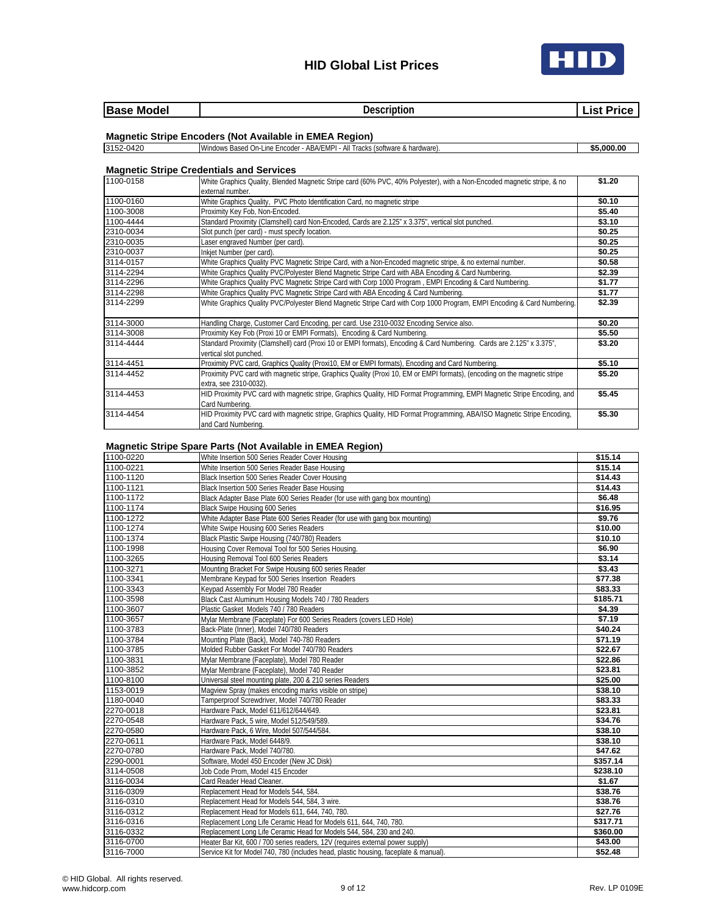# HID Global List Prices

| Base Model | Description | List Price |
|---|---|---|

## Magnetic Stripe Encoders (Not Available in EMEA Region)

| Base Model | Description | List Price |
|---|---|---|
| 3152-0420 | Windows Based On-Line Encoder - ABA/EMPI - All Tracks (software & hardware). | $5,000.00 |

## Magnetic Stripe Credentials and Services

| Base Model | Description | List Price |
|---|---|---|
| 1100-0158 | White Graphics Quality, Blended Magnetic Stripe card (60% PVC, 40% Polyester), with a Non-Encoded magnetic stripe, & no external number. | $1.20 |
| 1100-0160 | White Graphics Quality, PVC Photo Identification Card, no magnetic stripe | $0.10 |
| 1100-3008 | Proximity Key Fob, Non-Encoded. | $5.40 |
| 1100-4444 | Standard Proximity (Clamshell) card Non-Encoded, Cards are 2.125" x 3.375", vertical slot punched. | $3.10 |
| 2310-0034 | Slot punch (per card) - must specify location. | $0.25 |
| 2310-0035 | Laser engraved Number (per card). | $0.25 |
| 2310-0037 | Inkjet Number (per card). | $0.25 |
| 3114-0157 | White Graphics Quality PVC Magnetic Stripe Card, with a Non-Encoded magnetic stripe, & no external number. | $0.58 |
| 3114-2294 | White Graphics Quality PVC/Polyester Blend Magnetic Stripe Card with ABA Encoding & Card Numbering. | $2.39 |
| 3114-2296 | White Graphics Quality PVC Magnetic Stripe Card with Corp 1000 Program , EMPI Encoding & Card Numbering. | $1.77 |
| 3114-2298 | White Graphics Quality PVC Magnetic Stripe Card with ABA Encoding & Card Numbering. | $1.77 |
| 3114-2299 | White Graphics Quality PVC/Polyester Blend Magnetic Stripe Card with Corp 1000 Program, EMPI Encoding & Card Numbering. | $2.39 |
| 3114-3000 | Handling Charge, Customer Card Encoding, per card. Use 2310-0032 Encoding Service also. | $0.20 |
| 3114-3008 | Proximity Key Fob (Proxi 10 or EMPI Formats), Encoding & Card Numbering. | $5.50 |
| 3114-4444 | Standard Proximity (Clamshell) card (Proxi 10 or EMPI formats), Encoding & Card Numbering. Cards are 2.125" x 3.375", vertical slot punched. | $3.20 |
| 3114-4451 | Proximity PVC card, Graphics Quality (Proxi10, EM or EMPI formats), Encoding and Card Numbering. | $5.10 |
| 3114-4452 | Proximity PVC card with magnetic stripe, Graphics Quality (Proxi 10, EM or EMPI formats), (encoding on the magnetic stripe extra, see 2310-0032). | $5.20 |
| 3114-4453 | HID Proximity PVC card with magnetic stripe, Graphics Quality, HID Format Programming, EMPI Magnetic Stripe Encoding, and Card Numbering. | $5.45 |
| 3114-4454 | HID Proximity PVC card with magnetic stripe, Graphics Quality, HID Format Programming, ABA/ISO Magnetic Stripe Encoding, and Card Numbering. | $5.30 |

## Magnetic Stripe Spare Parts (Not Available in EMEA Region)

| Base Model | Description | List Price |
|---|---|---|
| 1100-0220 | White Insertion 500 Series Reader Cover Housing | $15.14 |
| 1100-0221 | White Insertion 500 Series Reader Base Housing | $15.14 |
| 1100-1120 | Black Insertion 500 Series Reader Cover Housing | $14.43 |
| 1100-1121 | Black Insertion 500 Series Reader Base Housing | $14.43 |
| 1100-1172 | Black Adapter Base Plate 600 Series Reader (for use with gang box mounting) | $6.48 |
| 1100-1174 | Black Swipe Housing 600 Series | $16.95 |
| 1100-1272 | White Adapter Base Plate 600 Series Reader (for use with gang box mounting) | $9.76 |
| 1100-1274 | White Swipe Housing 600 Series Readers | $10.00 |
| 1100-1374 | Black Plastic Swipe Housing (740/780) Readers | $10.10 |
| 1100-1998 | Housing Cover Removal Tool for 500 Series Housing. | $6.90 |
| 1100-3265 | Housing Removal Tool 600 Series Readers | $3.14 |
| 1100-3271 | Mounting Bracket For Swipe Housing 600 series Reader | $3.43 |
| 1100-3341 | Membrane Keypad for 500 Series Insertion Readers | $77.38 |
| 1100-3343 | Keypad Assembly For Model 780 Reader | $83.33 |
| 1100-3598 | Black Cast Aluminum Housing Models 740 / 780 Readers | $185.71 |
| 1100-3607 | Plastic Gasket Models 740 / 780 Readers | $4.39 |
| 1100-3657 | Mylar Membrane (Faceplate) For 600 Series Readers (covers LED Hole) | $7.19 |
| 1100-3783 | Back-Plate (Inner), Model 740/780 Readers | $40.24 |
| 1100-3784 | Mounting Plate (Back), Model 740-780 Readers | $71.19 |
| 1100-3785 | Molded Rubber Gasket For Model 740/780 Readers | $22.67 |
| 1100-3831 | Mylar Membrane (Faceplate), Model 780 Reader | $22.86 |
| 1100-3852 | Mylar Membrane (Faceplate), Model 740 Reader | $23.81 |
| 1100-8100 | Universal steel mounting plate, 200 & 210 series Readers | $25.00 |
| 1153-0019 | Magview Spray (makes encoding marks visible on stripe) | $38.10 |
| 1180-0040 | Tamperproof Screwdriver, Model 740/780 Reader | $83.33 |
| 2270-0018 | Hardware Pack, Model 611/612/644/649. | $23.81 |
| 2270-0548 | Hardware Pack, 5 wire, Model 512/549/589. | $34.76 |
| 2270-0580 | Hardware Pack, 6 Wire, Model 507/544/584. | $38.10 |
| 2270-0611 | Hardware Pack, Model 6448/9. | $38.10 |
| 2270-0780 | Hardware Pack, Model 740/780. | $47.62 |
| 2290-0001 | Software, Model 450 Encoder (New JC Disk) | $357.14 |
| 3114-0508 | Job Code Prom, Model 415 Encoder | $238.10 |
| 3116-0034 | Card Reader Head Cleaner. | $1.67 |
| 3116-0309 | Replacement Head for Models 544, 584. | $38.76 |
| 3116-0310 | Replacement Head for Models 544, 584, 3 wire. | $38.76 |
| 3116-0312 | Replacement Head for Models 611, 644, 740, 780. | $27.76 |
| 3116-0316 | Replacement Long Life Ceramic Head for Models 611, 644, 740, 780. | $317.71 |
| 3116-0332 | Replacement Long Life Ceramic Head for Models 544, 584, 230 and 240. | $360.00 |
| 3116-0700 | Heater Bar Kit, 600 / 700 series readers, 12V (requires external power supply) | $43.00 |
| 3116-7000 | Service Kit for Model 740, 780 (includes head, plastic housing, faceplate & manual). | $52.48 |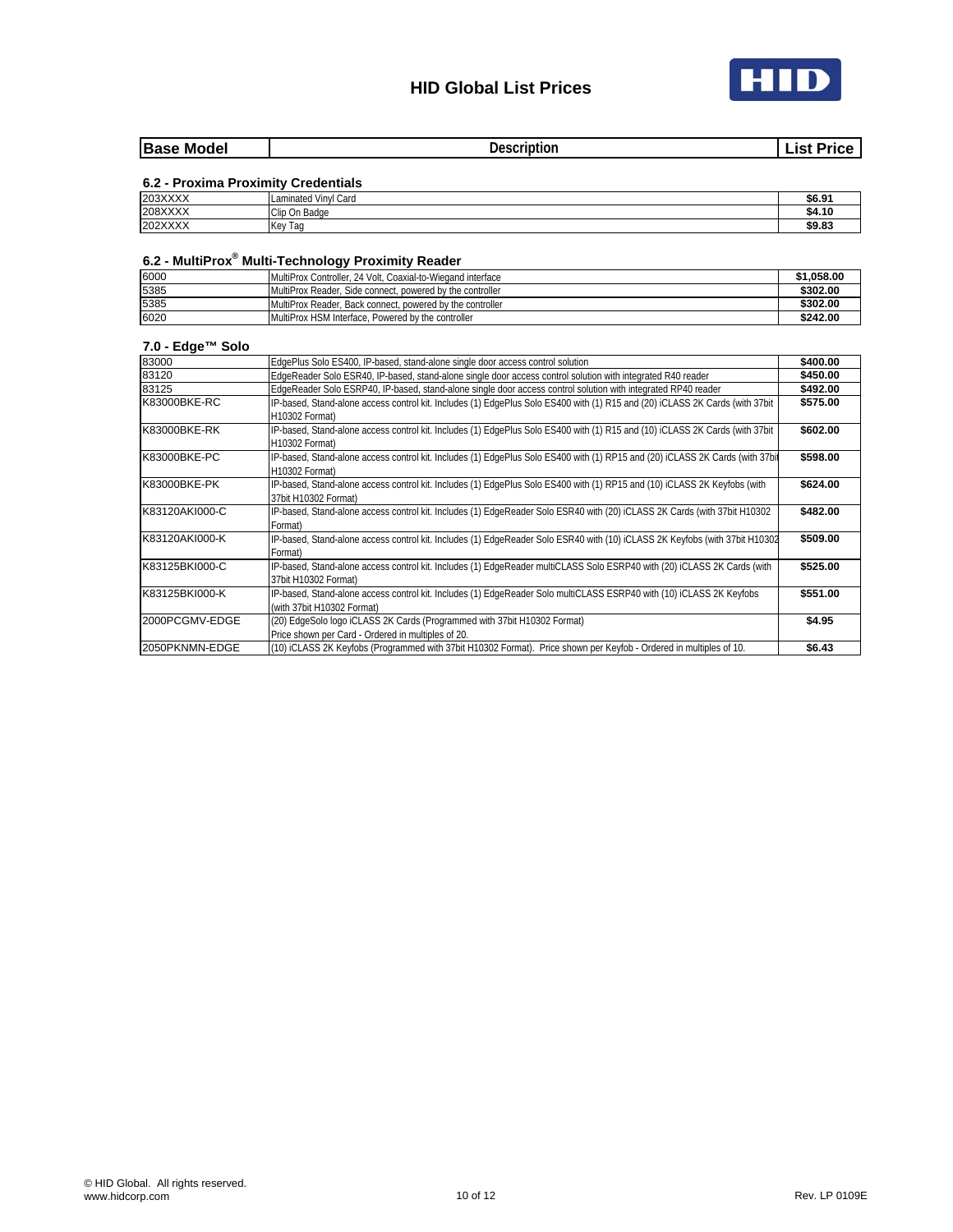# HID Global List Prices

| Base Model | Description | List Price |
|---|---|---|

### 6.2 - Proxima Proximity Credentials

| Base Model | Description | List Price |
|---|---|---|
| 203XXXX | Laminated Vinyl Card | $6.91 |
| 208XXXX | Clip On Badge | $4.10 |
| 202XXXX | Key Tag | $9.83 |

### 6.2 - MultiProx® Multi-Technology Proximity Reader

| Base Model | Description | List Price |
|---|---|---|
| 6000 | MultiProx Controller, 24 Volt, Coaxial-to-Wiegand interface | $1,058.00 |
| 5385 | MultiProx Reader, Side connect, powered by the controller | $302.00 |
| 5385 | MultiProx Reader, Back connect, powered by the controller | $302.00 |
| 6020 | MultiProx HSM Interface, Powered by the controller | $242.00 |

### 7.0 - Edge™ Solo

| Base Model | Description | List Price |
|---|---|---|
| 83000 | EdgePlus Solo ES400, IP-based, stand-alone single door access control solution | $400.00 |
| 83120 | EdgeReader Solo ESR40, IP-based, stand-alone single door access control solution with integrated R40 reader | $450.00 |
| 83125 | EdgeReader Solo ESRP40, IP-based, stand-alone single door access control solution with integrated RP40 reader | $492.00 |
| K83000BKE-RC | IP-based, Stand-alone access control kit. Includes (1) EdgePlus Solo ES400 with (1) R15 and (20) iCLASS 2K Cards (with 37bit H10302 Format) | $575.00 |
| K83000BKE-RK | IP-based, Stand-alone access control kit. Includes (1) EdgePlus Solo ES400 with (1) R15 and (10) iCLASS 2K Cards (with 37bit H10302 Format) | $602.00 |
| K83000BKE-PC | IP-based, Stand-alone access control kit. Includes (1) EdgePlus Solo ES400 with (1) RP15 and (20) iCLASS 2K Cards (with 37bit H10302 Format) | $598.00 |
| K83000BKE-PK | IP-based, Stand-alone access control kit. Includes (1) EdgePlus Solo ES400 with (1) RP15 and (10) iCLASS 2K Keyfobs (with 37bit H10302 Format) | $624.00 |
| K83120AKI000-C | IP-based, Stand-alone access control kit. Includes (1) EdgeReader Solo ESR40 with (20) iCLASS 2K Cards (with 37bit H10302 Format) | $482.00 |
| K83120AKI000-K | IP-based, Stand-alone access control kit. Includes (1) EdgeReader Solo ESR40 with (10) iCLASS 2K Keyfobs (with 37bit H10302 Format) | $509.00 |
| K83125BKI000-C | IP-based, Stand-alone access control kit. Includes (1) EdgeReader multiCLASS Solo ESRP40 with (20) iCLASS 2K Cards (with 37bit H10302 Format) | $525.00 |
| K83125BKI000-K | IP-based, Stand-alone access control kit. Includes (1) EdgeReader Solo multiCLASS ESRP40 with (10) iCLASS 2K Keyfobs (with 37bit H10302 Format) | $551.00 |
| 2000PCGMV-EDGE | (20) EdgeSolo logo iCLASS 2K Cards (Programmed with 37bit H10302 Format) Price shown per Card - Ordered in multiples of 20. | $4.95 |
| 2050PKNMN-EDGE | (10) iCLASS 2K Keyfobs (Programmed with 37bit H10302 Format). Price shown per Keyfob - Ordered in multiples of 10. | $6.43 |

© HID Global. All rights reserved.
www.hidcorp.com

Rev. LP 0109E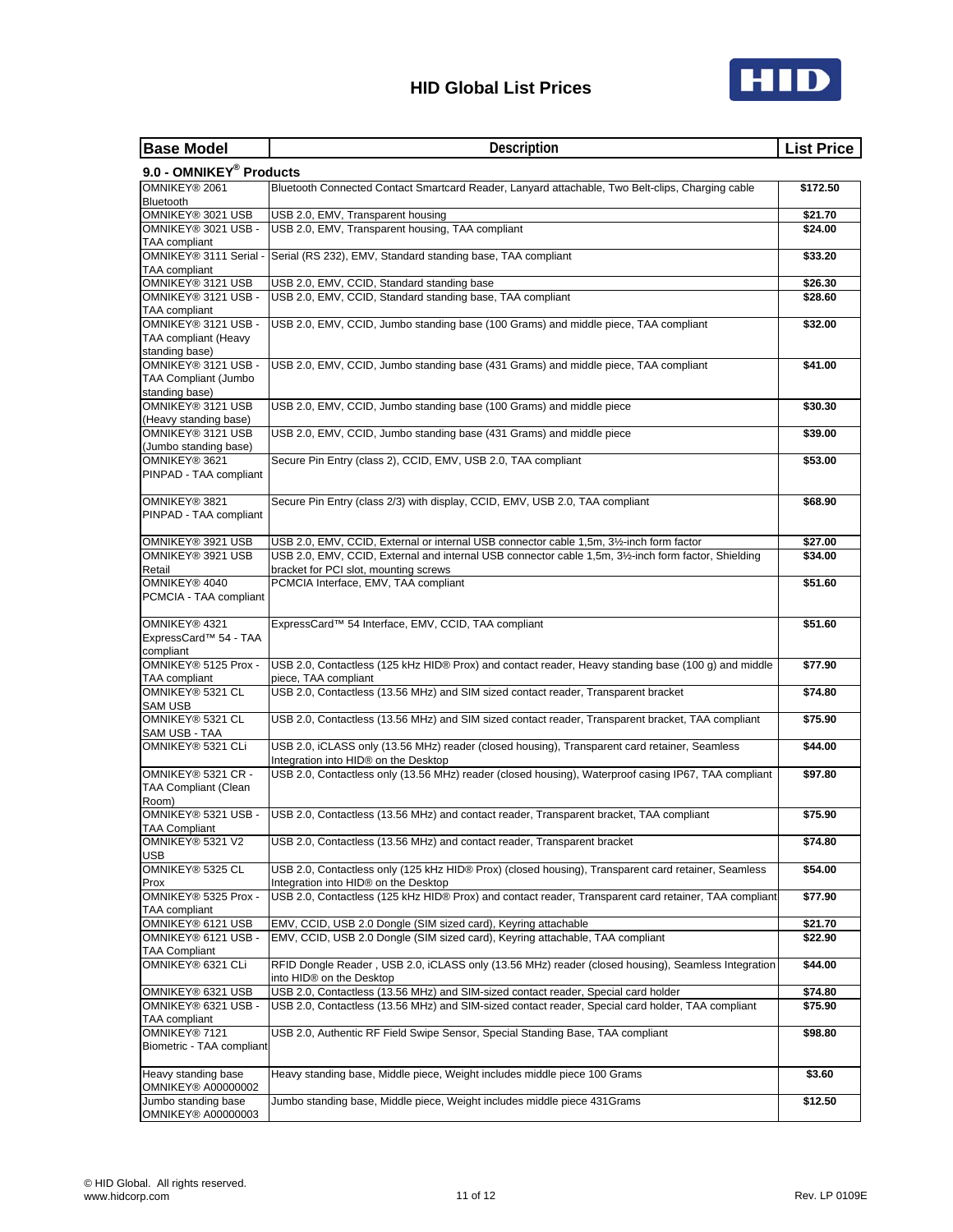# HID Global List Prices

| Base Model | Description | List Price |
|---|---|---|
| **9.0 - OMNIKEY® Products** | | |
| OMNIKEY® 2061 Bluetooth | Bluetooth Connected Contact Smartcard Reader, Lanyard attachable, Two Belt-clips, Charging cable | $172.50 |
| OMNIKEY® 3021 USB | USB 2.0, EMV, Transparent housing | $21.70 |
| OMNIKEY® 3021 USB - TAA compliant | USB 2.0, EMV, Transparent housing, TAA compliant | $24.00 |
| OMNIKEY® 3111 Serial - TAA compliant | Serial (RS 232), EMV, Standard standing base, TAA compliant | $33.20 |
| OMNIKEY® 3121 USB | USB 2.0, EMV, CCID, Standard standing base | $26.30 |
| OMNIKEY® 3121 USB - TAA compliant | USB 2.0, EMV, CCID, Standard standing base, TAA compliant | $28.60 |
| OMNIKEY® 3121 USB - TAA compliant (Heavy standing base) | USB 2.0, EMV, CCID, Jumbo standing base (100 Grams) and middle piece, TAA compliant | $32.00 |
| OMNIKEY® 3121 USB - TAA Compliant (Jumbo standing base) | USB 2.0, EMV, CCID, Jumbo standing base (431 Grams) and middle piece, TAA compliant | $41.00 |
| OMNIKEY® 3121 USB (Heavy standing base) | USB 2.0, EMV, CCID, Jumbo standing base (100 Grams) and middle piece | $30.30 |
| OMNIKEY® 3121 USB (Jumbo standing base) | USB 2.0, EMV, CCID, Jumbo standing base (431 Grams) and middle piece | $39.00 |
| OMNIKEY® 3621 PINPAD - TAA compliant | Secure Pin Entry (class 2), CCID, EMV, USB 2.0, TAA compliant | $53.00 |
| OMNIKEY® 3821 PINPAD - TAA compliant | Secure Pin Entry (class 2/3) with display, CCID, EMV, USB 2.0, TAA compliant | $68.90 |
| OMNIKEY® 3921 USB | USB 2.0, EMV, CCID, External or internal USB connector cable 1,5m, 3½-inch form factor | $27.00 |
| OMNIKEY® 3921 USB Retail | USB 2.0, EMV, CCID, External and internal USB connector cable 1,5m, 3½-inch form factor, Shielding bracket for PCI slot, mounting screws | $34.00 |
| OMNIKEY® 4040 PCMCIA - TAA compliant | PCMCIA Interface, EMV, TAA compliant | $51.60 |
| OMNIKEY® 4321 ExpressCard™ 54 - TAA compliant | ExpressCard™ 54 Interface, EMV, CCID, TAA compliant | $51.60 |
| OMNIKEY® 5125 Prox - TAA compliant | USB 2.0, Contactless (125 kHz HID® Prox) and contact reader, Heavy standing base (100 g) and middle piece, TAA compliant | $77.90 |
| OMNIKEY® 5321 CL SAM USB | USB 2.0, Contactless (13.56 MHz) and SIM sized contact reader, Transparent bracket | $74.80 |
| OMNIKEY® 5321 CL SAM USB - TAA | USB 2.0, Contactless (13.56 MHz) and SIM sized contact reader, Transparent bracket, TAA compliant | $75.90 |
| OMNIKEY® 5321 CLi | USB 2.0, iCLASS only (13.56 MHz) reader (closed housing), Transparent card retainer, Seamless Integration into HID® on the Desktop | $44.00 |
| OMNIKEY® 5321 CR - TAA Compliant (Clean Room) | USB 2.0, Contactless only (13.56 MHz) reader (closed housing), Waterproof casing IP67, TAA compliant | $97.80 |
| OMNIKEY® 5321 USB - TAA Compliant | USB 2.0, Contactless (13.56 MHz) and contact reader, Transparent bracket, TAA compliant | $75.90 |
| OMNIKEY® 5321 V2 USB | USB 2.0, Contactless (13.56 MHz) and contact reader, Transparent bracket | $74.80 |
| OMNIKEY® 5325 CL Prox | USB 2.0, Contactless only (125 kHz HID® Prox) (closed housing), Transparent card retainer, Seamless Integration into HID® on the Desktop | $54.00 |
| OMNIKEY® 5325 Prox - TAA compliant | USB 2.0, Contactless (125 kHz HID® Prox) and contact reader, Transparent card retainer, TAA compliant | $77.90 |
| OMNIKEY® 6121 USB | EMV, CCID, USB 2.0 Dongle (SIM sized card), Keyring attachable | $21.70 |
| OMNIKEY® 6121 USB - TAA Compliant | EMV, CCID, USB 2.0 Dongle (SIM sized card), Keyring attachable, TAA compliant | $22.90 |
| OMNIKEY® 6321 CLi | RFID Dongle Reader , USB 2.0, iCLASS only (13.56 MHz) reader (closed housing), Seamless Integration into HID® on the Desktop | $44.00 |
| OMNIKEY® 6321 USB | USB 2.0, Contactless (13.56 MHz) and SIM-sized contact reader, Special card holder | $74.80 |
| OMNIKEY® 6321 USB - TAA compliant | USB 2.0, Contactless (13.56 MHz) and SIM-sized contact reader, Special card holder, TAA compliant | $75.90 |
| OMNIKEY® 7121 Biometric - TAA compliant | USB 2.0, Authentic RF Field Swipe Sensor, Special Standing Base, TAA compliant | $98.80 |
| Heavy standing base OMNIKEY® A00000002 | Heavy standing base, Middle piece, Weight includes middle piece 100 Grams | $3.60 |
| Jumbo standing base OMNIKEY® A00000003 | Jumbo standing base, Middle piece, Weight includes middle piece 431Grams | $12.50 |

© HID Global. All rights reserved.
www.hidcorp.com

Rev. LP 0109E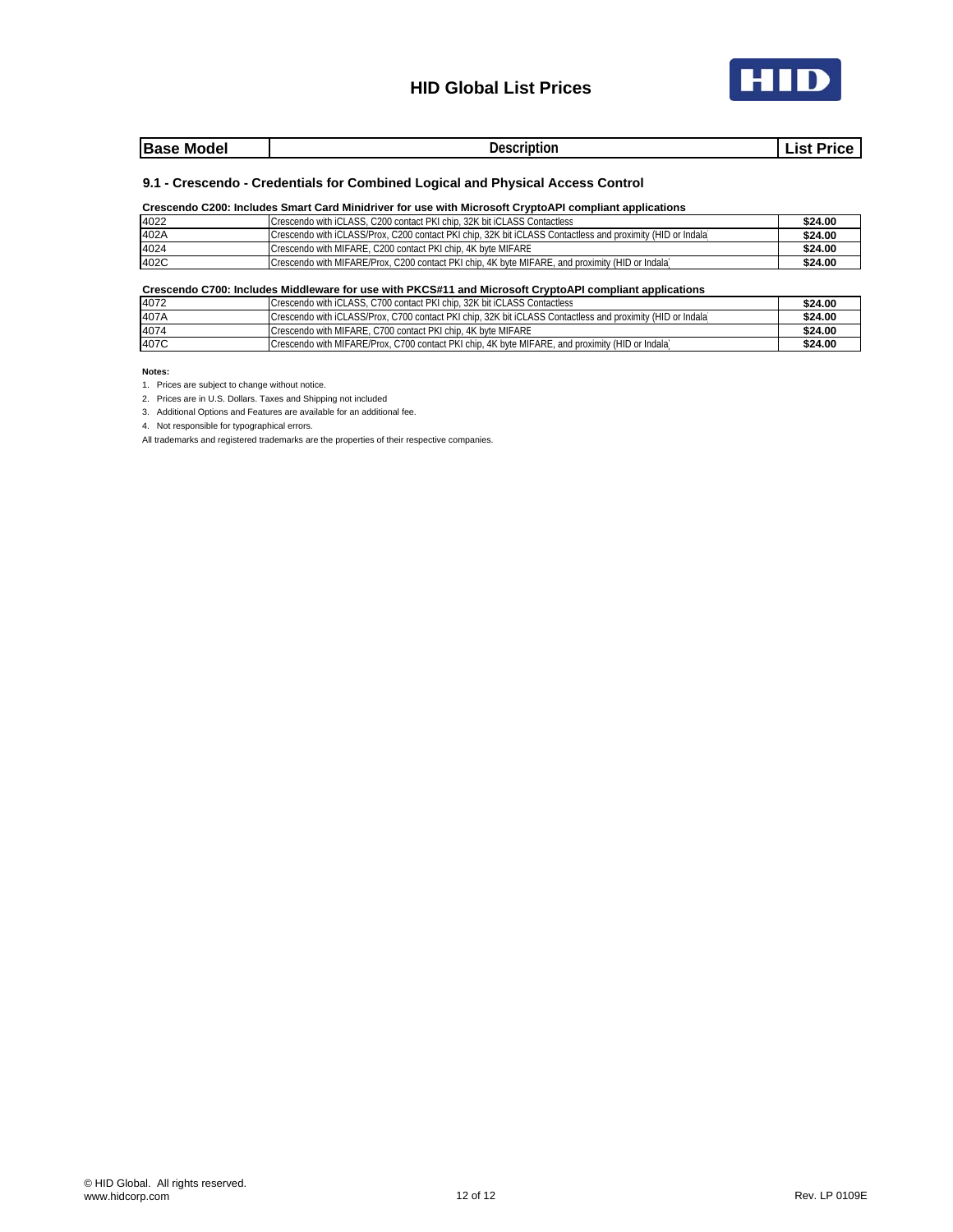# HID Global List Prices

| Base Model | Description | List Price |
|---|---|---|

## 9.1 - Crescendo - Credentials for Combined Logical and Physical Access Control

**Crescendo C200: Includes Smart Card Minidriver for use with Microsoft CryptoAPI compliant applications**

| Base Model | Description | List Price |
|---|---|---|
| 4022 | Crescendo with iCLASS, C200 contact PKI chip, 32K bit iCLASS Contactless | $24.00 |
| 402A | Crescendo with iCLASS/Prox, C200 contact PKI chip, 32K bit iCLASS Contactless and proximity (HID or Indala | $24.00 |
| 4024 | Crescendo with MIFARE, C200 contact PKI chip, 4K byte MIFARE | $24.00 |
| 402C | Crescendo with MIFARE/Prox, C200 contact PKI chip, 4K byte MIFARE, and proximity (HID or Indala) | $24.00 |

**Crescendo C700: Includes Middleware for use with PKCS#11 and Microsoft CryptoAPI compliant applications**

| Base Model | Description | List Price |
|---|---|---|
| 4072 | Crescendo with iCLASS, C700 contact PKI chip, 32K bit iCLASS Contactless | $24.00 |
| 407A | Crescendo with iCLASS/Prox, C700 contact PKI chip, 32K bit iCLASS Contactless and proximity (HID or Indala | $24.00 |
| 4074 | Crescendo with MIFARE, C700 contact PKI chip, 4K byte MIFARE | $24.00 |
| 407C | Crescendo with MIFARE/Prox, C700 contact PKI chip, 4K byte MIFARE, and proximity (HID or Indala) | $24.00 |

**Notes:**

1. Prices are subject to change without notice.
2. Prices are in U.S. Dollars. Taxes and Shipping not included
3. Additional Options and Features are available for an additional fee.
4. Not responsible for typographical errors.

All trademarks and registered trademarks are the properties of their respective companies.

© HID Global. All rights reserved.
www.hidcorp.com

Rev. LP 0109E